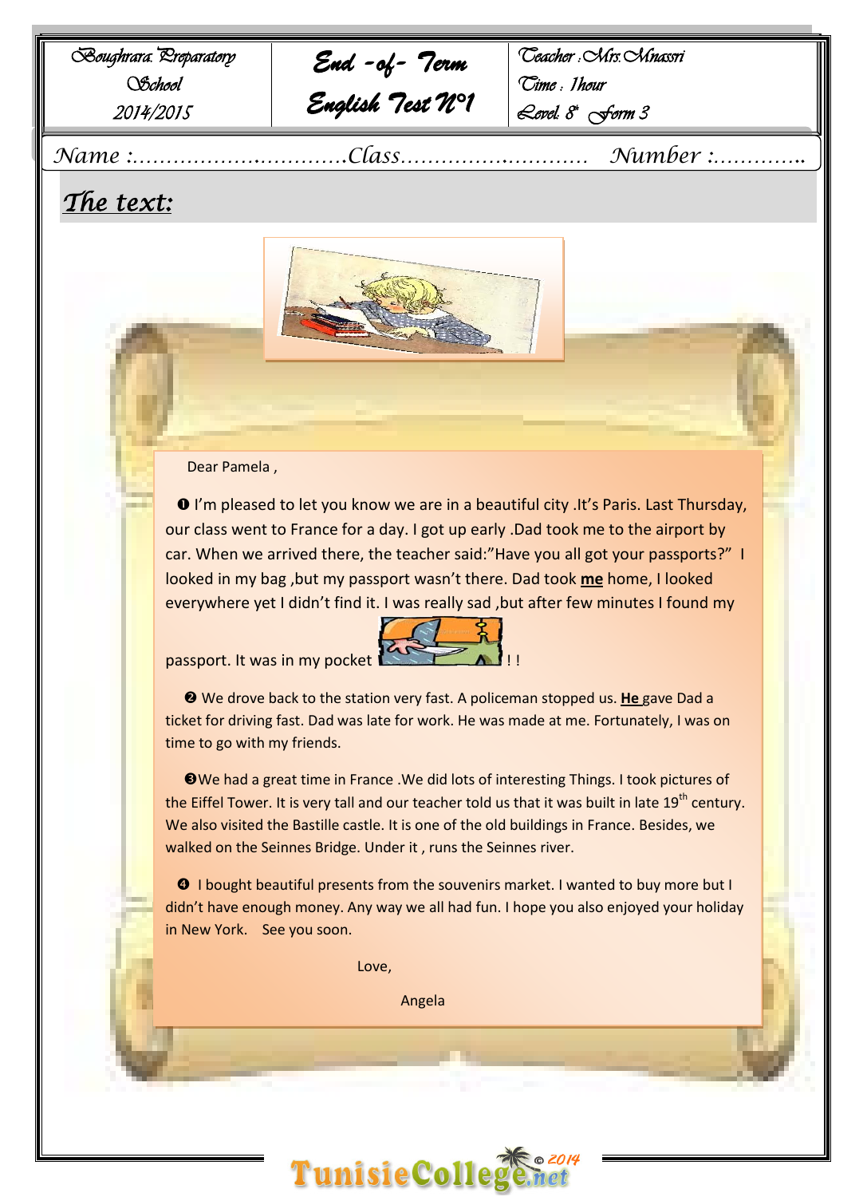| Boughrara Preparatory School 2014/2015 | End -of- Term English Test N°1 | Teacher : Mrs. Mnassri Time : 1hour Level 8th Form 3 |
|---|---|---|

Name :..............................Class.........................  Number :............

## *The text:*

Dear Pamela ,

❶ I'm pleased to let you know we are in a beautiful city .It's Paris. Last Thursday, our class went to France for a day. I got up early .Dad took me to the airport by car. When we arrived there, the teacher said:"Have you all got your passports?" I looked in my bag ,but my passport wasn't there. Dad took **me** home, I looked everywhere yet I didn't find it. I was really sad ,but after few minutes I found my passport. It was in my pocket !!

❷ We drove back to the station very fast. A policeman stopped us. **He** gave Dad a ticket for driving fast. Dad was late for work. He was made at me. Fortunately, I was on time to go with my friends.

❸We had a great time in France .We did lots of interesting Things. I took pictures of the Eiffel Tower. It is very tall and our teacher told us that it was built in late 19th century. We also visited the Bastille castle. It is one of the old buildings in France. Besides, we walked on the Seinnes Bridge. Under it , runs the Seinnes river.

❹ I bought beautiful presents from the souvenirs market. I wanted to buy more but I didn't have enough money. Any way we all had fun. I hope you also enjoyed your holiday in New York. See you soon.

Love,

Angela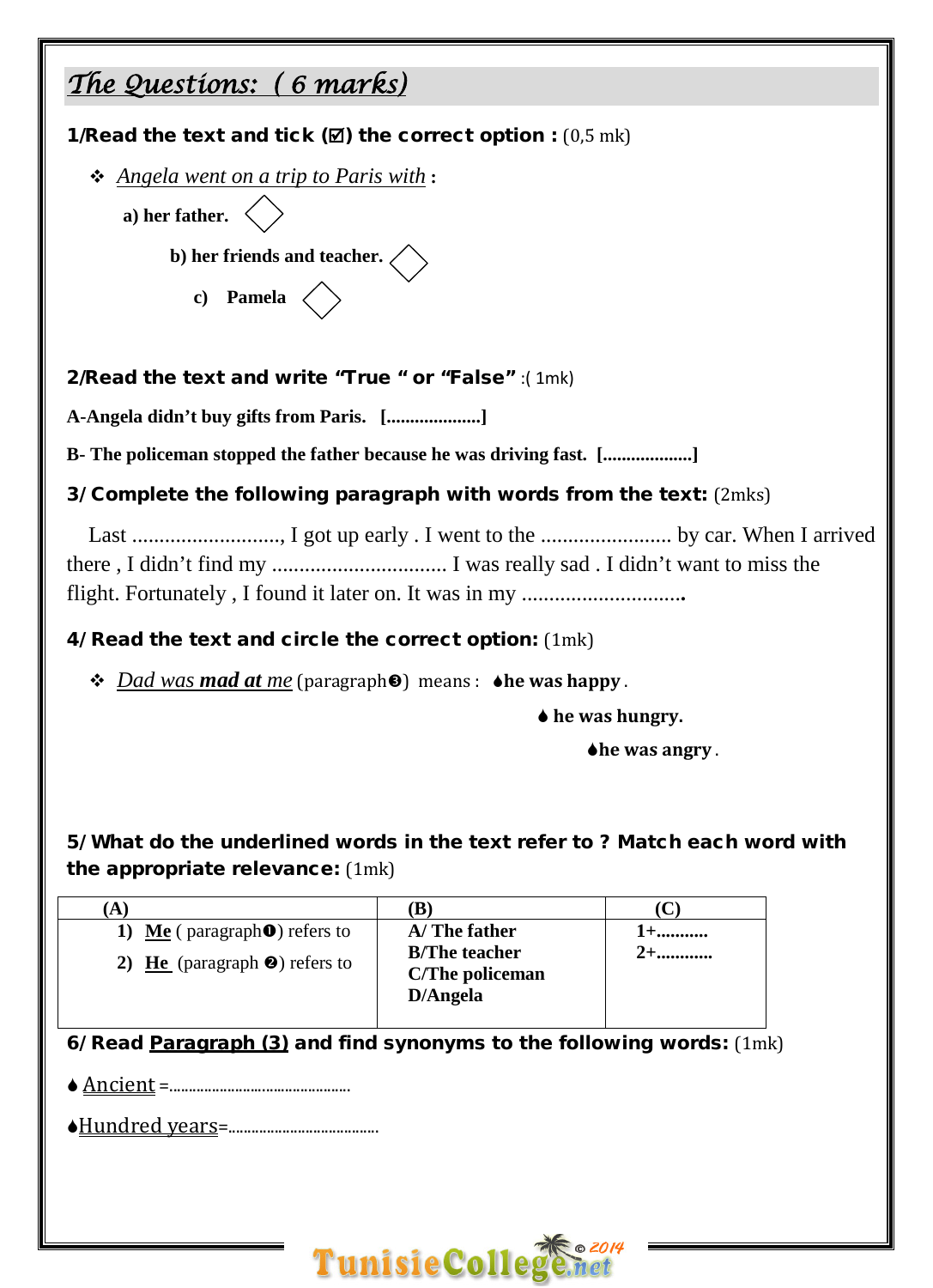## *The Questions: ( 6 marks)*

**1/Read the text and tick (☑) the correct option :** (0,5 mk)

- *Angela went on a trip to Paris with* **:**

  **a) her father.** ◇

  **b) her friends and teacher.** ◇

  **c) Pamela** ◇

**2/Read the text and write "True " or "False"** :( 1mk)

**A-Angela didn't buy gifts from Paris. [....................]**

**B- The policeman stopped the father because he was driving fast. [...................]**

**3/ Complete the following paragraph with words from the text:** (2mks)

Last ..........................., I got up early . I went to the ........................ by car. When I arrived there , I didn't find my ................................ I was really sad . I didn't want to miss the flight. Fortunately , I found it later on. It was in my .............................

**4/ Read the text and circle the correct option:** (1mk)

- *Dad was **mad at** me* (paragraph❸) means : ♠**he was happy** .

  ♠ **he was hungry.**

  ♠**he was angry** .

**5/ What do the underlined words in the text refer to ? Match each word with the appropriate relevance:** (1mk)

| (A) | (B) | (C) |
|---|---|---|
| **1)** **Me** ( paragraph❶) refers to<br>**2)** **He** (paragraph ❷) refers to | **A/ The father**<br>**B/The teacher**<br>**C/The policeman**<br>**D/Angela** | **1+...........**<br>**2+............** |

**6/ Read Paragraph (3) and find synonyms to the following words:** (1mk)

♠ Ancient =.............................................

♠Hundred years=.....................................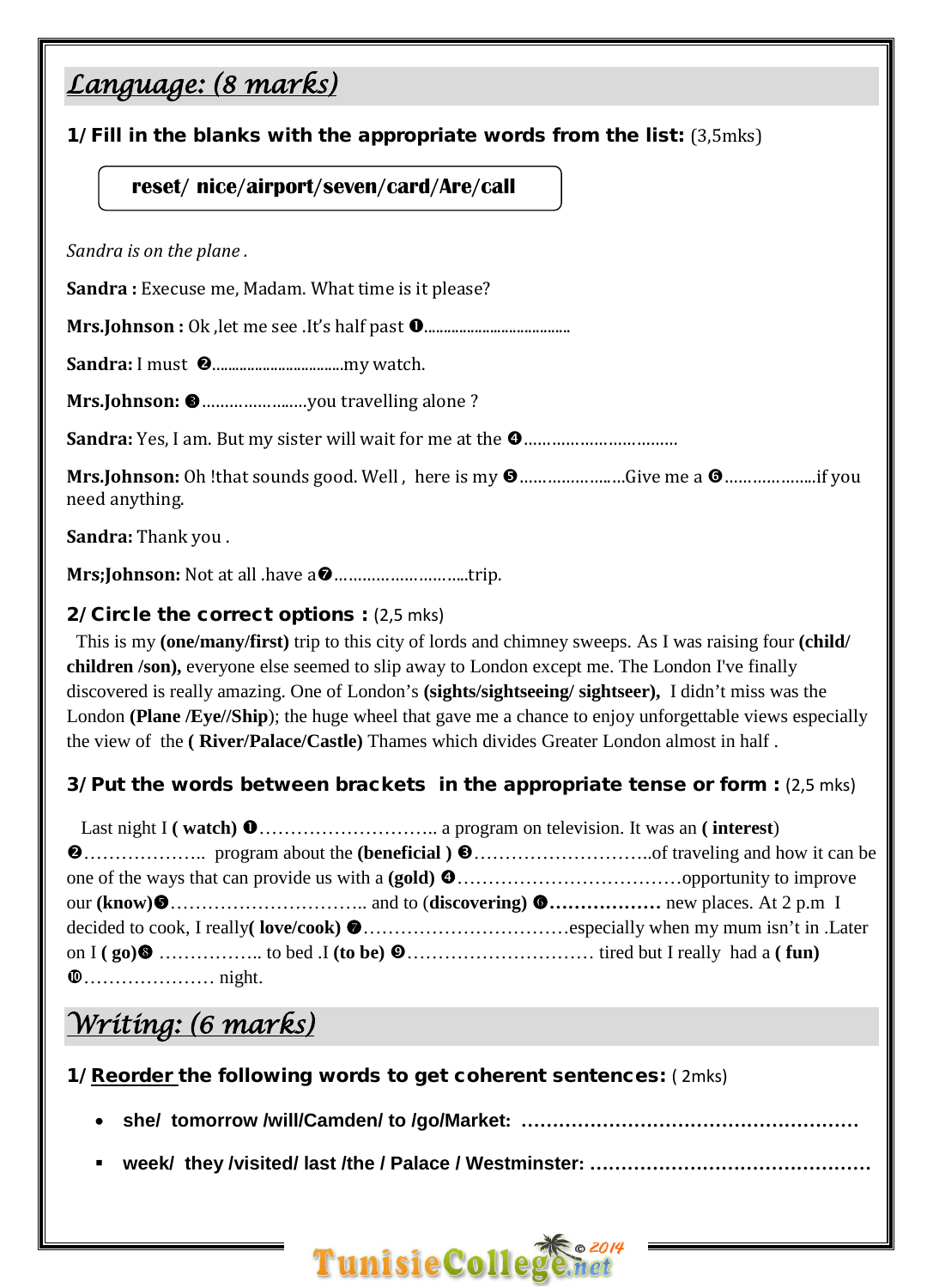## *Language: (8 marks)*

**1/ Fill in the blanks with the appropriate words from the list:** (3,5mks)

**reset/ nice/airport/seven/card/Are/call**

*Sandra is on the plane .*

**Sandra :** Execuse me, Madam. What time is it please?

**Mrs.Johnson :** Ok ,let me see .It's half past ❶.....................................

**Sandra:** I must ❷..................................my watch.

**Mrs.Johnson:** ❸…………………..you travelling alone ?

**Sandra:** Yes, I am. But my sister will wait for me at the ❹……………………………

**Mrs.Johnson:** Oh !that sounds good. Well , here is my ❺…………………Give me a ❻………………..if you need anything.

**Sandra:** Thank you .

**Mrs;Johnson:** Not at all .have a❼………………………..trip.

**2/ Circle the correct options :** (2,5 mks)

This is my **(one/many/first)** trip to this city of lords and chimney sweeps. As I was raising four **(child/ children /son),** everyone else seemed to slip away to London except me. The London I've finally discovered is really amazing. One of London's **(sights/sightseeing/ sightseer),** I didn't miss was the London **(Plane /Eye//Ship**); the huge wheel that gave me a chance to enjoy unforgettable views especially the view of the **( River/Palace/Castle)** Thames which divides Greater London almost in half .

**3/ Put the words between brackets in the appropriate tense or form :** (2,5 mks)

Last night I **( watch)** ❶……………………….. a program on television. It was an **( interest**) ❷……………….. program about the **(beneficial )** ❸………………………..of traveling and how it can be one of the ways that can provide us with a **(gold)** ❹………………………………opportunity to improve our **(know)**❺………………………….. and to (**discovering)** ❻**………………** new places. At 2 p.m I decided to cook, I really**( love/cook)** ❼……………………………especially when my mum isn't in .Later on I **( go)**❽ …………….. to bed .I **(to be)** ❾………………………… tired but I really had a **( fun)** ❿………………… night.

## *Writing: (6 marks)*

**1/ Reorder the following words to get coherent sentences:** ( 2mks)

- **she/ tomorrow /will/Camden/ to /go/Market: ……………………………………………**
- **week/ they /visited/ last /the / Palace / Westminster: ……………………………………**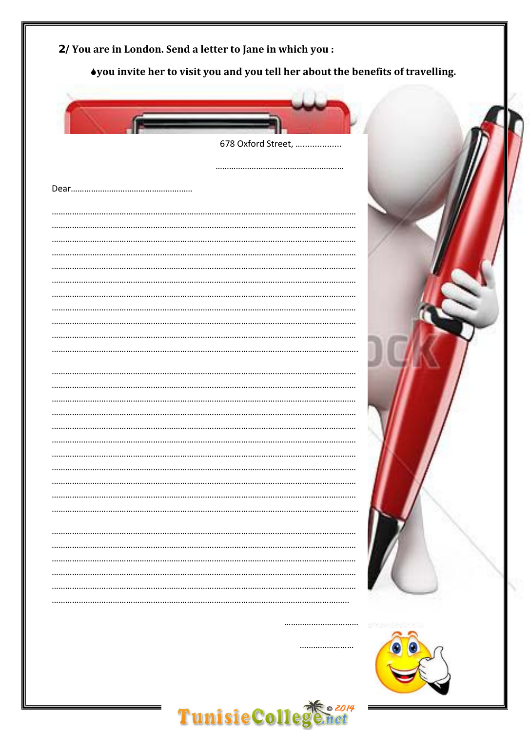**2/ You are in London. Send a letter to Jane in which you :**

- **you invite her to visit you and you tell her about the benefits of travelling.**

678 Oxford Street, ..................

.......................................................

Dear......................................................

.....................................................................................................................................
.....................................................................................................................................
.....................................................................................................................................
.....................................................................................................................................
.....................................................................................................................................
.....................................................................................................................................
.....................................................................................................................................
.....................................................................................................................................
.....................................................................................................................................
.....................................................................................................................................
.....................................................................................................................................

.....................................................................................................................................
.....................................................................................................................................
.....................................................................................................................................
.....................................................................................................................................
.....................................................................................................................................
.....................................................................................................................................
.....................................................................................................................................
.....................................................................................................................................
.....................................................................................................................................
.....................................................................................................................................
.....................................................................................................................................

.....................................................................................................................................
.....................................................................................................................................
.....................................................................................................................................
.....................................................................................................................................
.....................................................................................................................................
.....................................................................................................................................

.................................

........................